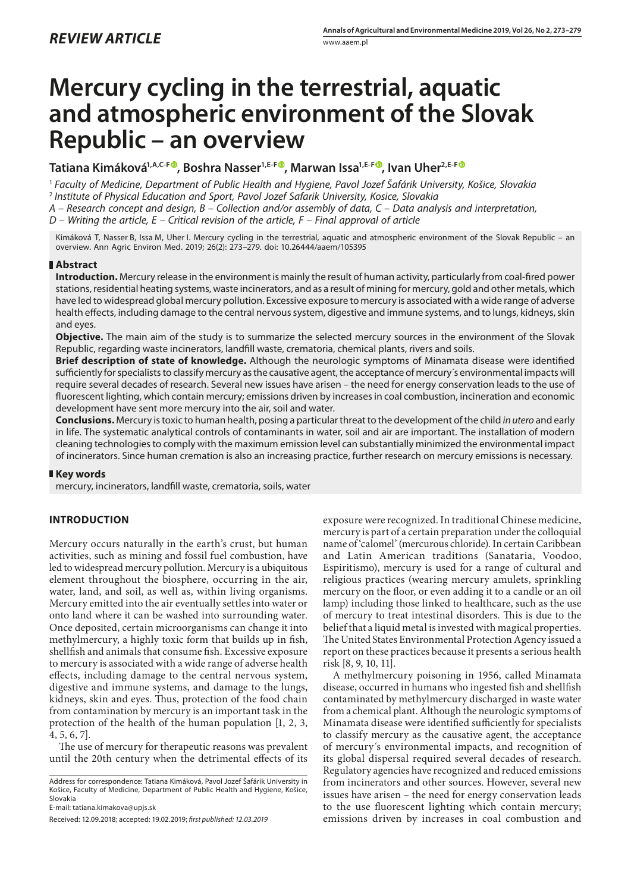*REVIEW ARTICLE*

# Mercury cycling in the terrestrial, aquatic and atmospheric environment of the Slovak Republic – an overview

**Tatiana Kimáková[1,A,C-F], Boshra Nasser[1,E-F], Marwan Issa[1,E-F], Ivan Uher[2,E-F]**

[1] *Faculty of Medicine, Department of Public Health and Hygiene, Pavol Jozef Šafárik University, Košice, Slovakia*
[2] *Institute of Physical Education and Sport, Pavol Jozef Safarik University, Kosice, Slovakia*
*A – Research concept and design, B – Collection and/or assembly of data, C – Data analysis and interpretation, D – Writing the article, E – Critical revision of the article, F – Final approval of article*

Kimáková T, Nasser B, Issa M, Uher I. Mercury cycling in the terrestrial, aquatic and atmospheric environment of the Slovak Republic – an overview. Ann Agric Environ Med. 2019; 26(2): 273–279. doi: 10.26444/aaem/105395

## Abstract

**Introduction.** Mercury release in the environment is mainly the result of human activity, particularly from coal-fired power stations, residential heating systems, waste incinerators, and as a result of mining for mercury, gold and other metals, which have led to widespread global mercury pollution. Excessive exposure to mercury is associated with a wide range of adverse health effects, including damage to the central nervous system, digestive and immune systems, and to lungs, kidneys, skin and eyes.

**Objective.** The main aim of the study is to summarize the selected mercury sources in the environment of the Slovak Republic, regarding waste incinerators, landfill waste, crematoria, chemical plants, rivers and soils.

**Brief description of state of knowledge.** Although the neurologic symptoms of Minamata disease were identified sufficiently for specialists to classify mercury as the causative agent, the acceptance of mercury´s environmental impacts will require several decades of research. Several new issues have arisen – the need for energy conservation leads to the use of fluorescent lighting, which contain mercury; emissions driven by increases in coal combustion, incineration and economic development have sent more mercury into the air, soil and water.

**Conclusions.** Mercury is toxic to human health, posing a particular threat to the development of the child *in utero* and early in life. The systematic analytical controls of contaminants in water, soil and air are important. The installation of modern cleaning technologies to comply with the maximum emission level can substantially minimized the environmental impact of incinerators. Since human cremation is also an increasing practice, further research on mercury emissions is necessary.

## Key words

mercury, incinerators, landfill waste, crematoria, soils, water

## INTRODUCTION

Mercury occurs naturally in the earth's crust, but human activities, such as mining and fossil fuel combustion, have led to widespread mercury pollution. Mercury is a ubiquitous element throughout the biosphere, occurring in the air, water, land, and soil, as well as, within living organisms. Mercury emitted into the air eventually settles into water or onto land where it can be washed into surrounding water. Once deposited, certain microorganisms can change it into methylmercury, a highly toxic form that builds up in fish, shellfish and animals that consume fish. Excessive exposure to mercury is associated with a wide range of adverse health effects, including damage to the central nervous system, digestive and immune systems, and damage to the lungs, kidneys, skin and eyes. Thus, protection of the food chain from contamination by mercury is an important task in the protection of the health of the human population [1, 2, 3, 4, 5, 6, 7].

The use of mercury for therapeutic reasons was prevalent until the 20th century when the detrimental effects of its exposure were recognized. In traditional Chinese medicine, mercury is part of a certain preparation under the colloquial name of 'calomel' (mercurous chloride). In certain Caribbean and Latin American traditions (Sanataria, Voodoo, Espiritismo), mercury is used for a range of cultural and religious practices (wearing mercury amulets, sprinkling mercury on the floor, or even adding it to a candle or an oil lamp) including those linked to healthcare, such as the use of mercury to treat intestinal disorders. This is due to the belief that a liquid metal is invested with magical properties. The United States Environmental Protection Agency issued a report on these practices because it presents a serious health risk [8, 9, 10, 11].

A methylmercury poisoning in 1956, called Minamata disease, occurred in humans who ingested fish and shellfish contaminated by methylmercury discharged in waste water from a chemical plant. Although the neurologic symptoms of Minamata disease were identified sufficiently for specialists to classify mercury as the causative agent, the acceptance of mercury´s environmental impacts, and recognition of its global dispersal required several decades of research. Regulatory agencies have recognized and reduced emissions from incinerators and other sources. However, several new issues have arisen – the need for energy conservation leads to the use fluorescent lighting which contain mercury; emissions driven by increases in coal combustion and

Address for correspondence: Tatiana Kimáková, Pavol Jozef Šafárik University in Košice, Faculty of Medicine, Department of Public Health and Hygiene, Košice, Slovakia
E-mail: tatiana.kimakova@upjs.sk

Received: 12.09.2018; accepted: 19.02.2019; *first published: 12.03.2019*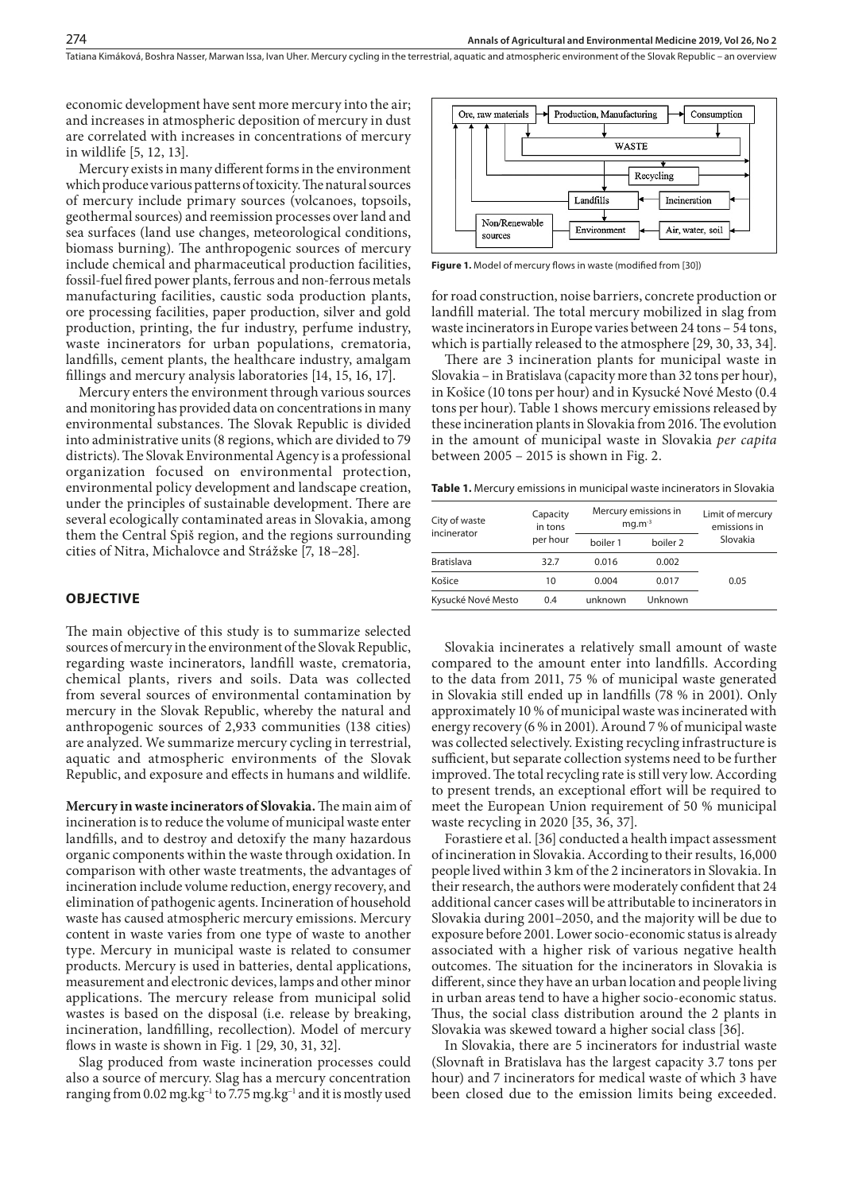economic development have sent more mercury into the air; and increases in atmospheric deposition of mercury in dust are correlated with increases in concentrations of mercury in wildlife [5, 12, 13].

Mercury exists in many different forms in the environment which produce various patterns of toxicity. The natural sources of mercury include primary sources (volcanoes, topsoils, geothermal sources) and reemission processes over land and sea surfaces (land use changes, meteorological conditions, biomass burning). The anthropogenic sources of mercury include chemical and pharmaceutical production facilities, fossil-fuel fired power plants, ferrous and non-ferrous metals manufacturing facilities, caustic soda production plants, ore processing facilities, paper production, silver and gold production, printing, the fur industry, perfume industry, waste incinerators for urban populations, crematoria, landfills, cement plants, the healthcare industry, amalgam fillings and mercury analysis laboratories [14, 15, 16, 17].

Mercury enters the environment through various sources and monitoring has provided data on concentrations in many environmental substances. The Slovak Republic is divided into administrative units (8 regions, which are divided to 79 districts). The Slovak Environmental Agency is a professional organization focused on environmental protection, environmental policy development and landscape creation, under the principles of sustainable development. There are several ecologically contaminated areas in Slovakia, among them the Central Spiš region, and the regions surrounding cities of Nitra, Michalovce and Strážske [7, 18–28].

## OBJECTIVE

The main objective of this study is to summarize selected sources of mercury in the environment of the Slovak Republic, regarding waste incinerators, landfill waste, crematoria, chemical plants, rivers and soils. Data was collected from several sources of environmental contamination by mercury in the Slovak Republic, whereby the natural and anthropogenic sources of 2,933 communities (138 cities) are analyzed. We summarize mercury cycling in terrestrial, aquatic and atmospheric environments of the Slovak Republic, and exposure and effects in humans and wildlife.

**Mercury in waste incinerators of Slovakia.** The main aim of incineration is to reduce the volume of municipal waste enter landfills, and to destroy and detoxify the many hazardous organic components within the waste through oxidation. In comparison with other waste treatments, the advantages of incineration include volume reduction, energy recovery, and elimination of pathogenic agents. Incineration of household waste has caused atmospheric mercury emissions. Mercury content in waste varies from one type of waste to another type. Mercury in municipal waste is related to consumer products. Mercury is used in batteries, dental applications, measurement and electronic devices, lamps and other minor applications. The mercury release from municipal solid wastes is based on the disposal (i.e. release by breaking, incineration, landfilling, recollection). Model of mercury flows in waste is shown in Fig. 1 [29, 30, 31, 32].

Slag produced from waste incineration processes could also a source of mercury. Slag has a mercury concentration ranging from 0.02 mg.kg$^{-1}$ to 7.75 mg.kg$^{-1}$ and it is mostly used for road construction, noise barriers, concrete production or landfill material. The total mercury mobilized in slag from waste incinerators in Europe varies between 24 tons – 54 tons, which is partially released to the atmosphere [29, 30, 33, 34].

**Figure 1.** Model of mercury flows in waste (modified from [30])

There are 3 incineration plants for municipal waste in Slovakia – in Bratislava (capacity more than 32 tons per hour), in Košice (10 tons per hour) and in Kysucké Nové Mesto (0.4 tons per hour). Table 1 shows mercury emissions released by these incineration plants in Slovakia from 2016. The evolution in the amount of municipal waste in Slovakia *per capita* between 2005 – 2015 is shown in Fig. 2.

**Table 1.** Mercury emissions in municipal waste incinerators in Slovakia

| City of waste incinerator | Capacity in tons per hour | Mercury emissions in mg.m$^{-3}$ | | Limit of mercury emissions in Slovakia |
|---|---|---|---|---|
| | | boiler 1 | boiler 2 | |
| Bratislava | 32.7 | 0.016 | 0.002 | |
| Košice | 10 | 0.004 | 0.017 | 0.05 |
| Kysucké Nové Mesto | 0.4 | unknown | Unknown | |

Slovakia incinerates a relatively small amount of waste compared to the amount enter into landfills. According to the data from 2011, 75 % of municipal waste generated in Slovakia still ended up in landfills (78 % in 2001). Only approximately 10 % of municipal waste was incinerated with energy recovery (6 % in 2001). Around 7 % of municipal waste was collected selectively. Existing recycling infrastructure is sufficient, but separate collection systems need to be further improved. The total recycling rate is still very low. According to present trends, an exceptional effort will be required to meet the European Union requirement of 50 % municipal waste recycling in 2020 [35, 36, 37].

Forastiere et al. [36] conducted a health impact assessment of incineration in Slovakia. According to their results, 16,000 people lived within 3 km of the 2 incinerators in Slovakia. In their research, the authors were moderately confident that 24 additional cancer cases will be attributable to incinerators in Slovakia during 2001–2050, and the majority will be due to exposure before 2001. Lower socio-economic status is already associated with a higher risk of various negative health outcomes. The situation for the incinerators in Slovakia is different, since they have an urban location and people living in urban areas tend to have a higher socio-economic status. Thus, the social class distribution around the 2 plants in Slovakia was skewed toward a higher social class [36].

In Slovakia, there are 5 incinerators for industrial waste (Slovnaft in Bratislava has the largest capacity 3.7 tons per hour) and 7 incinerators for medical waste of which 3 have been closed due to the emission limits being exceeded.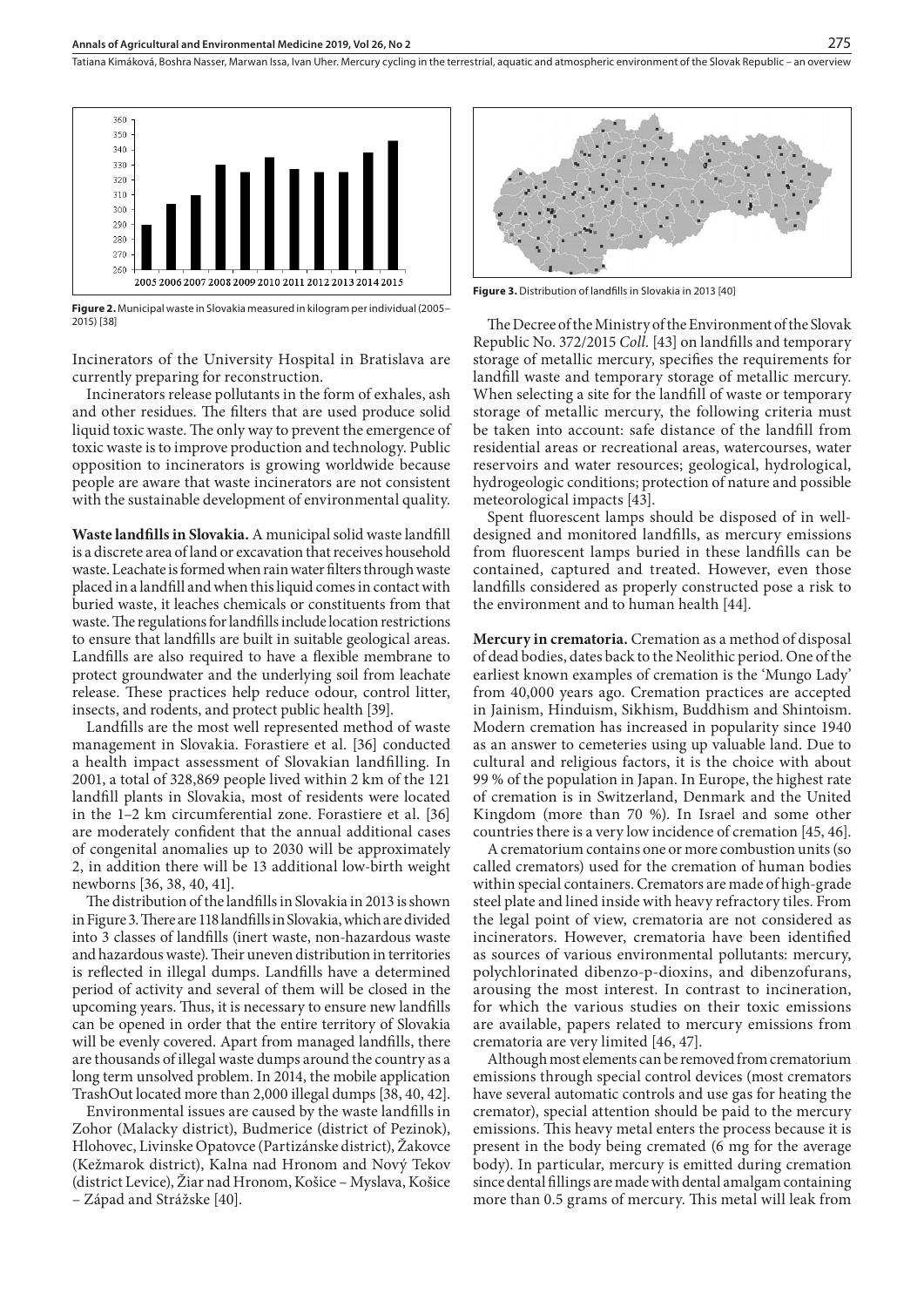Figure 2. Municipal waste in Slovakia measured in kilogram per individual (2005–2015) [38]

Incinerators of the University Hospital in Bratislava are currently preparing for reconstruction.

Incinerators release pollutants in the form of exhales, ash and other residues. The filters that are used produce solid liquid toxic waste. The only way to prevent the emergence of toxic waste is to improve production and technology. Public opposition to incinerators is growing worldwide because people are aware that waste incinerators are not consistent with the sustainable development of environmental quality.

**Waste landfills in Slovakia.** A municipal solid waste landfill is a discrete area of land or excavation that receives household waste. Leachate is formed when rain water filters through waste placed in a landfill and when this liquid comes in contact with buried waste, it leaches chemicals or constituents from that waste. The regulations for landfills include location restrictions to ensure that landfills are built in suitable geological areas. Landfills are also required to have a flexible membrane to protect groundwater and the underlying soil from leachate release. These practices help reduce odour, control litter, insects, and rodents, and protect public health [39].

Landfills are the most well represented method of waste management in Slovakia. Forastiere et al. [36] conducted a health impact assessment of Slovakian landfilling. In 2001, a total of 328,869 people lived within 2 km of the 121 landfill plants in Slovakia, most of residents were located in the 1–2 km circumferential zone. Forastiere et al. [36] are moderately confident that the annual additional cases of congenital anomalies up to 2030 will be approximately 2, in addition there will be 13 additional low-birth weight newborns [36, 38, 40, 41].

The distribution of the landfills in Slovakia in 2013 is shown in Figure 3. There are 118 landfills in Slovakia, which are divided into 3 classes of landfills (inert waste, non-hazardous waste and hazardous waste). Their uneven distribution in territories is reflected in illegal dumps. Landfills have a determined period of activity and several of them will be closed in the upcoming years. Thus, it is necessary to ensure new landfills can be opened in order that the entire territory of Slovakia will be evenly covered. Apart from managed landfills, there are thousands of illegal waste dumps around the country as a long term unsolved problem. In 2014, the mobile application TrashOut located more than 2,000 illegal dumps [38, 40, 42].

Environmental issues are caused by the waste landfills in Zohor (Malacky district), Budmerice (district of Pezinok), Hlohovec, Livinske Opatovce (Partizánske district), Žakovce (Kežmarok district), Kalna nad Hronom and Nový Tekov (district Levice), Žiar nad Hronom, Košice – Myslava, Košice – Západ and Strážske [40].

Figure 3. Distribution of landfills in Slovakia in 2013 [40]

The Decree of the Ministry of the Environment of the Slovak Republic No. 372/2015 *Coll.* [43] on landfills and temporary storage of metallic mercury, specifies the requirements for landfill waste and temporary storage of metallic mercury. When selecting a site for the landfill of waste or temporary storage of metallic mercury, the following criteria must be taken into account: safe distance of the landfill from residential areas or recreational areas, watercourses, water reservoirs and water resources; geological, hydrological, hydrogeologic conditions; protection of nature and possible meteorological impacts [43].

Spent fluorescent lamps should be disposed of in well-designed and monitored landfills, as mercury emissions from fluorescent lamps buried in these landfills can be contained, captured and treated. However, even those landfills considered as properly constructed pose a risk to the environment and to human health [44].

**Mercury in crematoria.** Cremation as a method of disposal of dead bodies, dates back to the Neolithic period. One of the earliest known examples of cremation is the 'Mungo Lady' from 40,000 years ago. Cremation practices are accepted in Jainism, Hinduism, Sikhism, Buddhism and Shintoism. Modern cremation has increased in popularity since 1940 as an answer to cemeteries using up valuable land. Due to cultural and religious factors, it is the choice with about 99 % of the population in Japan. In Europe, the highest rate of cremation is in Switzerland, Denmark and the United Kingdom (more than 70 %). In Israel and some other countries there is a very low incidence of cremation [45, 46].

A crematorium contains one or more combustion units (so called cremators) used for the cremation of human bodies within special containers. Cremators are made of high-grade steel plate and lined inside with heavy refractory tiles. From the legal point of view, crematoria are not considered as incinerators. However, crematoria have been identified as sources of various environmental pollutants: mercury, polychlorinated dibenzo-p-dioxins, and dibenzofurans, arousing the most interest. In contrast to incineration, for which the various studies on their toxic emissions are available, papers related to mercury emissions from crematoria are very limited [46, 47].

Although most elements can be removed from crematorium emissions through special control devices (most cremators have several automatic controls and use gas for heating the cremator), special attention should be paid to the mercury emissions. This heavy metal enters the process because it is present in the body being cremated (6 mg for the average body). In particular, mercury is emitted during cremation since dental fillings are made with dental amalgam containing more than 0.5 grams of mercury. This metal will leak from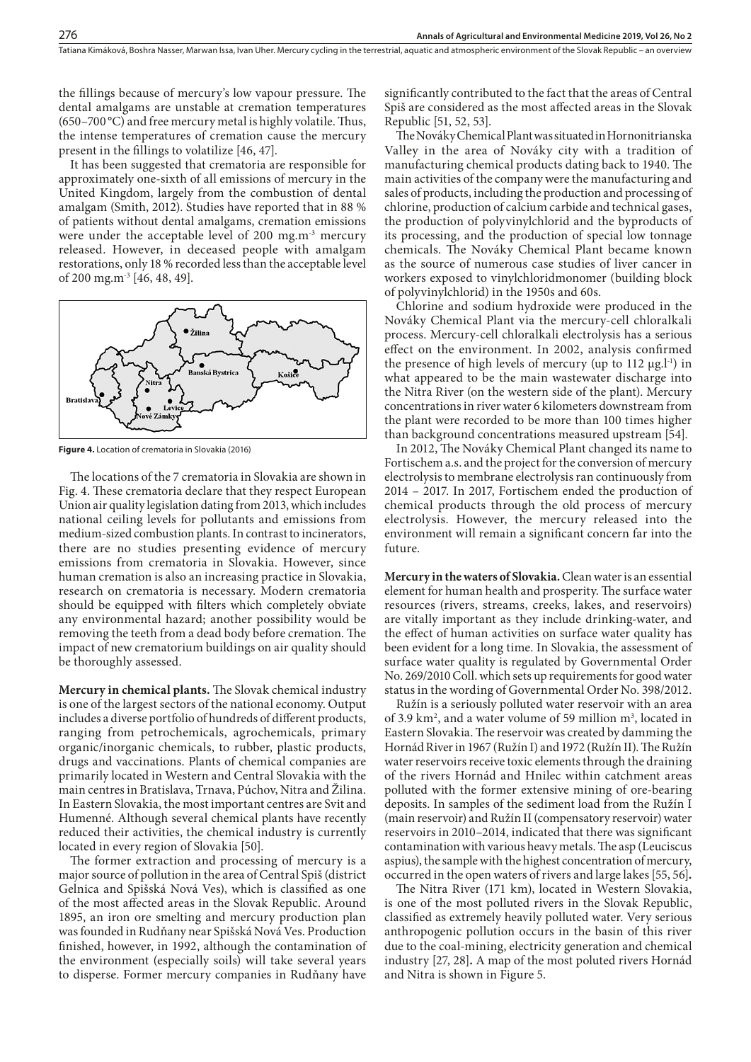the fillings because of mercury's low vapour pressure. The dental amalgams are unstable at cremation temperatures (650–700 °C) and free mercury metal is highly volatile. Thus, the intense temperatures of cremation cause the mercury present in the fillings to volatilize [46, 47].

It has been suggested that crematoria are responsible for approximately one-sixth of all emissions of mercury in the United Kingdom, largely from the combustion of dental amalgam (Smith, 2012). Studies have reported that in 88 % of patients without dental amalgams, cremation emissions were under the acceptable level of 200 mg.m$^{-3}$ mercury released. However, in deceased people with amalgam restorations, only 18 % recorded less than the acceptable level of 200 mg.m$^{-3}$ [46, 48, 49].

**Figure 4.** Location of crematoria in Slovakia (2016)

The locations of the 7 crematoria in Slovakia are shown in Fig. 4. These crematoria declare that they respect European Union air quality legislation dating from 2013, which includes national ceiling levels for pollutants and emissions from medium-sized combustion plants. In contrast to incinerators, there are no studies presenting evidence of mercury emissions from crematoria in Slovakia. However, since human cremation is also an increasing practice in Slovakia, research on crematoria is necessary. Modern crematoria should be equipped with filters which completely obviate any environmental hazard; another possibility would be removing the teeth from a dead body before cremation. The impact of new crematorium buildings on air quality should be thoroughly assessed.

**Mercury in chemical plants.** The Slovak chemical industry is one of the largest sectors of the national economy. Output includes a diverse portfolio of hundreds of different products, ranging from petrochemicals, agrochemicals, primary organic/inorganic chemicals, to rubber, plastic products, drugs and vaccinations. Plants of chemical companies are primarily located in Western and Central Slovakia with the main centres in Bratislava, Trnava, Púchov, Nitra and Žilina. In Eastern Slovakia, the most important centres are Svit and Humenné. Although several chemical plants have recently reduced their activities, the chemical industry is currently located in every region of Slovakia [50].

The former extraction and processing of mercury is a major source of pollution in the area of Central Spiš (district Gelnica and Spišská Nová Ves), which is classified as one of the most affected areas in the Slovak Republic. Around 1895, an iron ore smelting and mercury production plan was founded in Rudňany near Spišská Nová Ves. Production finished, however, in 1992, although the contamination of the environment (especially soils) will take several years to disperse. Former mercury companies in Rudňany have significantly contributed to the fact that the areas of Central Spiš are considered as the most affected areas in the Slovak Republic [51, 52, 53].

The Nováky Chemical Plant was situated in Hornonitrianska Valley in the area of Nováky city with a tradition of manufacturing chemical products dating back to 1940. The main activities of the company were the manufacturing and sales of products, including the production and processing of chlorine, production of calcium carbide and technical gases, the production of polyvinylchlorid and the byproducts of its processing, and the production of special low tonnage chemicals. The Nováky Chemical Plant became known as the source of numerous case studies of liver cancer in workers exposed to vinylchloridmonomer (building block of polyvinylchlorid) in the 1950s and 60s.

Chlorine and sodium hydroxide were produced in the Nováky Chemical Plant via the mercury-cell chloralkali process. Mercury-cell chloralkali electrolysis has a serious effect on the environment. In 2002, analysis confirmed the presence of high levels of mercury (up to 112 μg.l$^{-1}$) in what appeared to be the main wastewater discharge into the Nitra River (on the western side of the plant). Mercury concentrations in river water 6 kilometers downstream from the plant were recorded to be more than 100 times higher than background concentrations measured upstream [54].

In 2012, The Nováky Chemical Plant changed its name to Fortischem a.s. and the project for the conversion of mercury electrolysis to membrane electrolysis ran continuously from 2014 – 2017. In 2017, Fortischem ended the production of chemical products through the old process of mercury electrolysis. However, the mercury released into the environment will remain a significant concern far into the future.

**Mercury in the waters of Slovakia.** Clean water is an essential element for human health and prosperity. The surface water resources (rivers, streams, creeks, lakes, and reservoirs) are vitally important as they include drinking-water, and the effect of human activities on surface water quality has been evident for a long time. In Slovakia, the assessment of surface water quality is regulated by Governmental Order No. 269/2010 Coll. which sets up requirements for good water status in the wording of Governmental Order No. 398/2012.

Ružín is a seriously polluted water reservoir with an area of 3.9 km$^2$, and a water volume of 59 million m$^3$, located in Eastern Slovakia. The reservoir was created by damming the Hornád River in 1967 (Ružín I) and 1972 (Ružín II). The Ružín water reservoirs receive toxic elements through the draining of the rivers Hornád and Hnilec within catchment areas polluted with the former extensive mining of ore-bearing deposits. In samples of the sediment load from the Ružín I (main reservoir) and Ružín II (compensatory reservoir) water reservoirs in 2010–2014, indicated that there was significant contamination with various heavy metals. The asp (Leuciscus aspius), the sample with the highest concentration of mercury, occurred in the open waters of rivers and large lakes [55, 56].

The Nitra River (171 km), located in Western Slovakia, is one of the most polluted rivers in the Slovak Republic, classified as extremely heavily polluted water. Very serious anthropogenic pollution occurs in the basin of this river due to the coal-mining, electricity generation and chemical industry [27, 28]. A map of the most poluted rivers Hornád and Nitra is shown in Figure 5.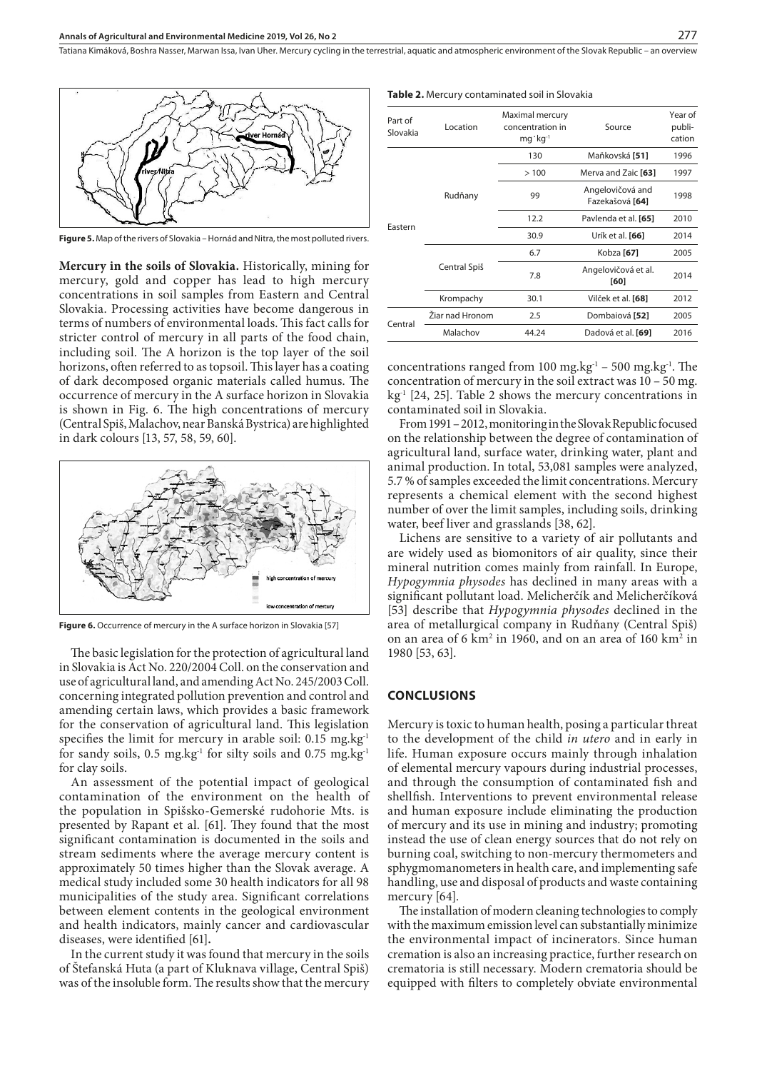Figure 5. Map of the rivers of Slovakia – Hornád and Nitra, the most polluted rivers.

**Mercury in the soils of Slovakia.** Historically, mining for mercury, gold and copper has lead to high mercury concentrations in soil samples from Eastern and Central Slovakia. Processing activities have become dangerous in terms of numbers of environmental loads. This fact calls for stricter control of mercury in all parts of the food chain, including soil. The A horizon is the top layer of the soil horizons, often referred to as topsoil. This layer has a coating of dark decomposed organic materials called humus. The occurrence of mercury in the A surface horizon in Slovakia is shown in Fig. 6. The high concentrations of mercury (Central Spiš, Malachov, near Banská Bystrica) are highlighted in dark colours [13, 57, 58, 59, 60].

Figure 6. Occurrence of mercury in the A surface horizon in Slovakia [57]

The basic legislation for the protection of agricultural land in Slovakia is Act No. 220/2004 Coll. on the conservation and use of agricultural land, and amending Act No. 245/2003 Coll. concerning integrated pollution prevention and control and amending certain laws, which provides a basic framework for the conservation of agricultural land. This legislation specifies the limit for mercury in arable soil: 0.15 mg.kg$^{-1}$ for sandy soils, 0.5 mg.kg$^{-1}$ for silty soils and 0.75 mg.kg$^{-1}$ for clay soils.

An assessment of the potential impact of geological contamination of the environment on the health of the population in Spišsko-Gemerské rudohorie Mts. is presented by Rapant et al. [61]. They found that the most significant contamination is documented in the soils and stream sediments where the average mercury content is approximately 50 times higher than the Slovak average. A medical study included some 30 health indicators for all 98 municipalities of the study area. Significant correlations between element contents in the geological environment and health indicators, mainly cancer and cardiovascular diseases, were identified [61]**.**

In the current study it was found that mercury in the soils of Štefanská Huta (a part of Kluknava village, Central Spiš) was of the insoluble form. The results show that the mercury concentrations ranged from 100 mg.kg$^{-1}$ – 500 mg.kg$^{-1}$. The concentration of mercury in the soil extract was 10 – 50 mg. kg$^{-1}$ [24, 25]. Table 2 shows the mercury concentrations in contaminated soil in Slovakia.

**Table 2.** Mercury contaminated soil in Slovakia

| Part of Slovakia | Location | Maximal mercury concentration in mg.kg$^{-1}$ | Source | Year of publication |
|---|---|---|---|---|
| Eastern | Rudňany | 130 | Maňkovská **[51]** | 1996 |
| | | > 100 | Merva and Zaic **[63]** | 1997 |
| | | 99 | Angelovičová and Fazekašová **[64]** | 1998 |
| | | 12.2 | Pavlenda et al. **[65]** | 2010 |
| | | 30.9 | Urík et al. **[66]** | 2014 |
| | Central Spiš | 6.7 | Kobza **[67]** | 2005 |
| | | 7.8 | Angelovičová et al. **[60]** | 2014 |
| | Krompachy | 30.1 | Vilček et al. **[68]** | 2012 |
| Central | Žiar nad Hronom | 2.5 | Dombaiová **[52]** | 2005 |
| | Malachov | 44.24 | Dadová et al. **[69]** | 2016 |

From 1991 – 2012, monitoring in the Slovak Republic focused on the relationship between the degree of contamination of agricultural land, surface water, drinking water, plant and animal production. In total, 53,081 samples were analyzed, 5.7 % of samples exceeded the limit concentrations. Mercury represents a chemical element with the second highest number of over the limit samples, including soils, drinking water, beef liver and grasslands [38, 62].

Lichens are sensitive to a variety of air pollutants and are widely used as biomonitors of air quality, since their mineral nutrition comes mainly from rainfall. In Europe, *Hypogymnia physodes* has declined in many areas with a significant pollutant load. Melicherčík and Melicherčíková [53] describe that *Hypogymnia physodes* declined in the area of metallurgical company in Rudňany (Central Spiš) on an area of 6 km$^2$ in 1960, and on an area of 160 km$^2$ in 1980 [53, 63].

## CONCLUSIONS

Mercury is toxic to human health, posing a particular threat to the development of the child *in utero* and in early in life. Human exposure occurs mainly through inhalation of elemental mercury vapours during industrial processes, and through the consumption of contaminated fish and shellfish. Interventions to prevent environmental release and human exposure include eliminating the production of mercury and its use in mining and industry; promoting instead the use of clean energy sources that do not rely on burning coal, switching to non-mercury thermometers and sphygmomanometers in health care, and implementing safe handling, use and disposal of products and waste containing mercury [64].

The installation of modern cleaning technologies to comply with the maximum emission level can substantially minimize the environmental impact of incinerators. Since human cremation is also an increasing practice, further research on crematoria is still necessary. Modern crematoria should be equipped with filters to completely obviate environmental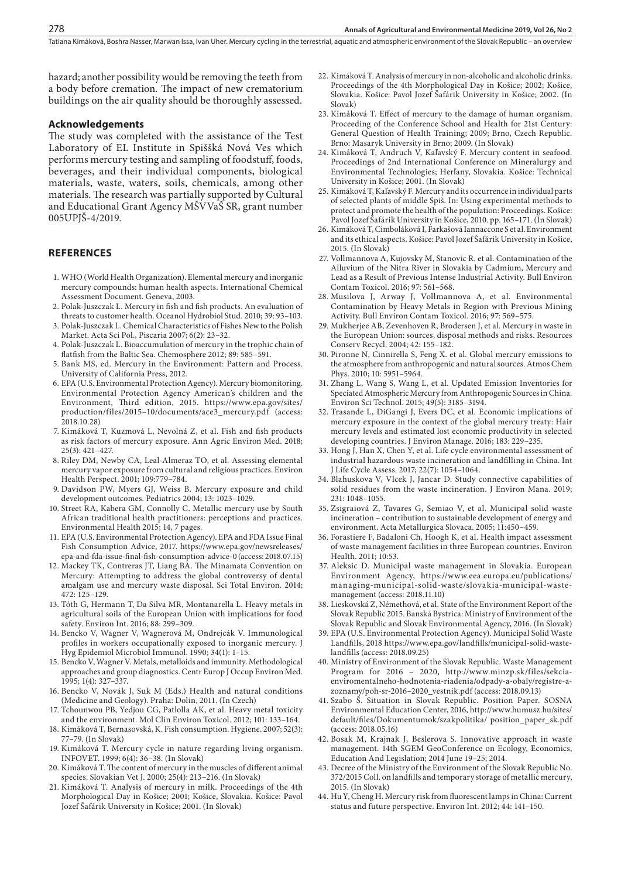hazard; another possibility would be removing the teeth from a body before cremation. The impact of new crematorium buildings on the air quality should be thoroughly assessed.

## Acknowledgements

The study was completed with the assistance of the Test Laboratory of EL Institute in Spišská Nová Ves which performs mercury testing and sampling of foodstuff, foods, beverages, and their individual components, biological materials, waste, waters, soils, chemicals, among other materials. The research was partially supported by Cultural and Educational Grant Agency MŠVVaŠ SR, grant number 005UPJŠ-4/2019.

## REFERENCES

1. WHO (World Health Organization). Elemental mercury and inorganic mercury compounds: human health aspects. International Chemical Assessment Document. Geneva, 2003.
2. Polak-Juszczak L. Mercury in fish and fish products. An evaluation of threats to customer health. Oceanol Hydrobiol Stud. 2010; 39: 93–103.
3. Polak-Juszczak L. Chemical Characteristics of Fishes New to the Polish Market. Acta Sci Pol., Piscaria 2007; 6(2): 23–32.
4. Polak-Juszczak L. Bioaccumulation of mercury in the trophic chain of flatfish from the Baltic Sea. Chemosphere 2012; 89: 585–591.
5. Bank MS, ed. Mercury in the Environment: Pattern and Process. University of California Press, 2012.
6. EPA (U.S. Environmental Protection Agency). Mercury biomonitoring. Environmental Protection Agency American's children and the Environment, Third edition, 2015. https://www.epa.gov/sites/production/files/2015–10/documents/ace3_mercury.pdf (access: 2018.10.28)
7. Kimáková T, Kuzmová L, Nevolná Z, et al. Fish and fish products as risk factors of mercury exposure. Ann Agric Environ Med. 2018; 25(3): 421–427.
8. Riley DM, Newby CA, Leal-Almeraz TO, et al. Assessing elemental mercury vapor exposure from cultural and religious practices. Environ Health Perspect. 2001; 109:779–784.
9. Davidson PW, Myers GJ, Weiss B. Mercury exposure and child development outcomes. Pediatrics 2004; 13: 1023–1029.
10. Street RA, Kabera GM, Connolly C. Metallic mercury use by South African traditional health practitioners: perceptions and practices. Environmental Health 2015; 14, 7 pages.
11. EPA (U.S. Environmental Protection Agency). EPA and FDA Issue Final Fish Consumption Advice, 2017. https://www.epa.gov/newsreleases/epa-and-fda-issue-final-fish-consumption-advice-0 (access: 2018.07.15)
12. Mackey TK, Contreras JT, Liang BA. The Minamata Convention on Mercury: Attempting to address the global controversy of dental amalgam use and mercury waste disposal. Sci Total Environ. 2014; 472: 125–129.
13. Tóth G, Hermann T, Da Silva MR, Montanarella L. Heavy metals in agricultural soils of the European Union with implications for food safety. Environ Int. 2016; 88: 299–309.
14. Bencko V, Wagner V, Wagnerová M, Ondrejcák V. Immunological profiles in workers occupationally exposed to inorganic mercury. J Hyg Epidemiol Microbiol Immunol. 1990; 34(1): 1–15.
15. Bencko V, Wagner V. Metals, metalloids and immunity. Methodological approaches and group diagnostics. Centr Europ J Occup Environ Med. 1995; 1(4): 327–337.
16. Bencko V, Novák J, Suk M (Eds.) Health and natural conditions (Medicine and Geology). Praha: Dolin, 2011. (In Czech)
17. Tchounwou PB, Yedjou CG, Patlolla AK, et al. Heavy metal toxicity and the environment. Mol Clin Environ Toxicol. 2012; 101: 133–164.
18. Kimáková T, Bernasovská, K. Fish consumption. Hygiene. 2007; 52(3): 77–79. (In Slovak)
19. Kimáková T. Mercury cycle in nature regarding living organism. INFOVET. 1999; 6(4): 36–38. (In Slovak)
20. Kimáková T. The content of mercury in the muscles of different animal species. Slovakian Vet J. 2000; 25(4): 213–216. (In Slovak)
21. Kimáková T. Analysis of mercury in milk. Proceedings of the 4th Morphological Day in Košice; 2001; Košice, Slovakia. Košice: Pavol Jozef Šafárik University in Košice; 2001. (In Slovak)
22. Kimáková T. Analysis of mercury in non-alcoholic and alcoholic drinks. Proceedings of the 4th Morphological Day in Košice; 2002; Košice, Slovakia. Košice: Pavol Jozef Šafárik University in Košice; 2002. (In Slovak)
23. Kimáková T. Effect of mercury to the damage of human organism. Proceeding of the Conference School and Health for 21st Century: General Question of Health Training; 2009; Brno, Czech Republic. Brno: Masaryk University in Brno; 2009. (In Slovak)
24. Kimáková T, Andruch V, Kaľavský F. Mercury content in seafood. Proceedings of 2nd International Conference on Mineralurgy and Environmental Technologies; Herľany, Slovakia. Košice: Technical University in Košice; 2001. (In Slovak)
25. Kimáková T, Kaľavský F. Mercury and its occurrence in individual parts of selected plants of middle Spiš. In: Using experimental methods to protect and promote the health of the population: Proceedings. Košice: Pavol Jozef Šafárik University in Košice, 2010. pp. 165–171. (In Slovak)
26. Kimáková T, Cimboláková I, Farkašová Iannaccone S et al. Environment and its ethical aspects. Košice: Pavol Jozef Šafárik University in Košice, 2015. (In Slovak)
27. Vollmannova A, Kujovsky M, Stanovic R, et al. Contamination of the Alluvium of the Nitra River in Slovakia by Cadmium, Mercury and Lead as a Result of Previous Intense Industrial Activity. Bull Environ Contam Toxicol. 2016; 97: 561–568.
28. Musilova J, Arway J, Vollmannova A, et al. Environmental Contamination by Heavy Metals in Region with Previous Mining Activity. Bull Environ Contam Toxicol. 2016; 97: 569–575.
29. Mukherjee AB, Zevenhoven R, Brodersen J, et al. Mercury in waste in the European Union: sources, disposal methods and risks. Resources Conserv Recycl. 2004; 42: 155–182.
30. Pironne N, Cinnirella S, Feng X. et al. Global mercury emissions to the atmosphere from anthropogenic and natural sources. Atmos Chem Phys. 2010; 10: 5951–5964.
31. Zhang L, Wang S, Wang L, et al. Updated Emission Inventories for Speciated Atmospheric Mercury from Anthropogenic Sources in China. Environ Sci Technol. 2015; 49(5): 3185–3194.
32. Trasande L, DiGangi J, Evers DC, et al. Economic implications of mercury exposure in the context of the global mercury treaty: Hair mercury levels and estimated lost economic productivity in selected developing countries. J Environ Manage. 2016; 183: 229–235.
33. Hong J, Han X, Chen Y, et al. Life cycle environmental assessment of industrial hazardous waste incineration and landfilling in China. Int J Life Cycle Assess. 2017; 22(7): 1054–1064.
34. Blahuskova V, Vlcek J, Jancar D. Study connective capabilities of solid residues from the waste incineration. J Environ Mana. 2019; 231: 1048–1055.
35. Zsigraiová Z, Tavares G, Semiao V, et al. Municipal solid waste incineration – contribution to sustainable development of energy and environment. Acta Metallurgica Slovaca. 2005; 11:450–459.
36. Forastiere F, Badaloni Ch, Hoogh K, et al. Health impact assessment of waste management facilities in three European countries. Environ Health. 2011; 10:53.
37. Aleksic D. Municipal waste management in Slovakia. European Environment Agency, https://www.eea.europa.eu/publications/managing-municipal-solid-waste/slovakia-municipal-waste-management (access: 2018.11.10)
38. Lieskovská Z, Némethová, et al. State of the Environment Report of the Slovak Republic 2015. Banská Bystrica: Ministry of Environment of the Slovak Republic and Slovak Environmental Agency, 2016. (In Slovak)
39. EPA (U.S. Environmental Protection Agency). Municipal Solid Waste Landfills, 2018 https://www.epa.gov/landfills/municipal-solid-waste-landfills (access: 2018.09.25)
40. Ministry of Environment of the Slovak Republic. Waste Management Program for 2016 – 2020, http://www.minzp.sk/files/sekcia-enviromentalneho-hodnotenia-riadenia/odpady-a-obaly/registre-a-zoznamy/poh-sr-2016–2020_vestnik.pdf (access: 2018.09.13)
41. Szabo Š. Situation in Slovak Republic. Position Paper. SOSNA Environmental Education Center, 2016, http://www.humusz.hu/sites/default/files/Dokumentumok/szakpolitika/ position_paper_sk.pdf (access: 2018.05.16)
42. Bosak M, Krajnak J, Beslerova S. Innovative approach in waste management. 14th SGEM GeoConference on Ecology, Economics, Education And Legislation; 2014 June 19–25; 2014.
43. Decree of the Ministry of the Environment of the Slovak Republic No. 372/2015 Coll. on landfills and temporary storage of metallic mercury, 2015. (In Slovak)
44. Hu Y, Cheng H. Mercury risk from fluorescent lamps in China: Current status and future perspective. Environ Int. 2012; 44: 141–150.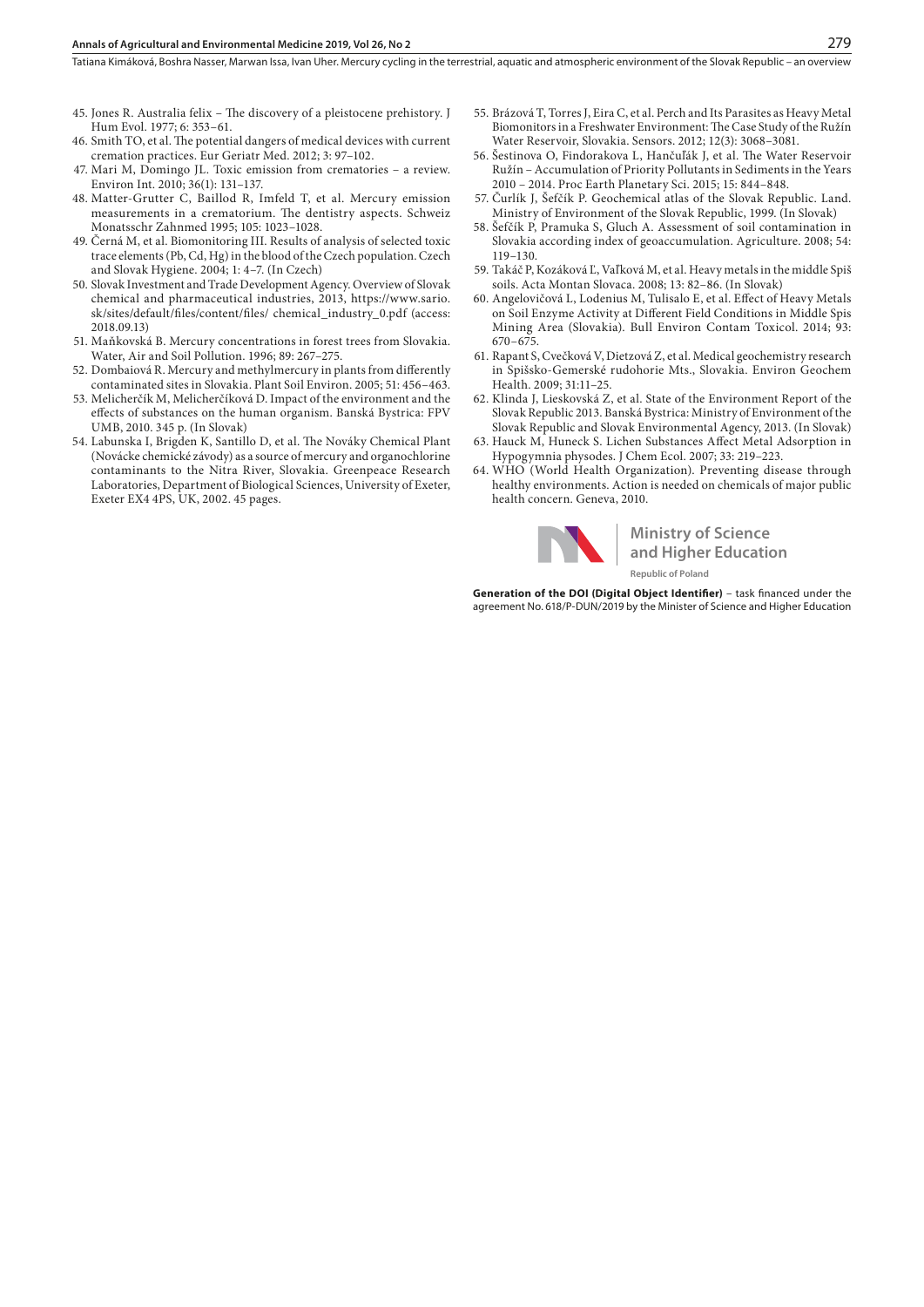45. Jones R. Australia felix – The discovery of a pleistocene prehistory. J Hum Evol. 1977; 6: 353–61.
46. Smith TO, et al. The potential dangers of medical devices with current cremation practices. Eur Geriatr Med. 2012; 3: 97–102.
47. Mari M, Domingo JL. Toxic emission from crematories – a review. Environ Int. 2010; 36(1): 131–137.
48. Matter-Grutter C, Baillod R, Imfeld T, et al. Mercury emission measurements in a crematorium. The dentistry aspects. Schweiz Monatsschr Zahnmed 1995; 105: 1023–1028.
49. Černá M, et al. Biomonitoring III. Results of analysis of selected toxic trace elements (Pb, Cd, Hg) in the blood of the Czech population. Czech and Slovak Hygiene. 2004; 1: 4–7. (In Czech)
50. Slovak Investment and Trade Development Agency. Overview of Slovak chemical and pharmaceutical industries, 2013, https://www.sario.sk/sites/default/files/content/files/ chemical_industry_0.pdf (access: 2018.09.13)
51. Maňkovská B. Mercury concentrations in forest trees from Slovakia. Water, Air and Soil Pollution. 1996; 89: 267–275.
52. Dombaiová R. Mercury and methylmercury in plants from differently contaminated sites in Slovakia. Plant Soil Environ. 2005; 51: 456–463.
53. Melicherčík M, Melicherčíková D. Impact of the environment and the effects of substances on the human organism. Banská Bystrica: FPV UMB, 2010. 345 p. (In Slovak)
54. Labunska I, Brigden K, Santillo D, et al. The Nováky Chemical Plant (Novácke chemické závody) as a source of mercury and organochlorine contaminants to the Nitra River, Slovakia. Greenpeace Research Laboratories, Department of Biological Sciences, University of Exeter, Exeter EX4 4PS, UK, 2002. 45 pages.
55. Brázová T, Torres J, Eira C, et al. Perch and Its Parasites as Heavy Metal Biomonitors in a Freshwater Environment: The Case Study of the Ružín Water Reservoir, Slovakia. Sensors. 2012; 12(3): 3068–3081.
56. Šestinova O, Findorakova L, Hančuľák J, et al. The Water Reservoir Ružín – Accumulation of Priority Pollutants in Sediments in the Years 2010 – 2014. Proc Earth Planetary Sci. 2015; 15: 844–848.
57. Čurlík J, Šefčík P. Geochemical atlas of the Slovak Republic. Land. Ministry of Environment of the Slovak Republic, 1999. (In Slovak)
58. Šefčík P, Pramuka S, Gluch A. Assessment of soil contamination in Slovakia according index of geoaccumulation. Agriculture. 2008; 54: 119–130.
59. Takáč P, Kozáková Ľ, Vaľková M, et al. Heavy metals in the middle Spiš soils. Acta Montan Slovaca. 2008; 13: 82–86. (In Slovak)
60. Angelovičová L, Lodenius M, Tulisalo E, et al. Effect of Heavy Metals on Soil Enzyme Activity at Different Field Conditions in Middle Spis Mining Area (Slovakia). Bull Environ Contam Toxicol. 2014; 93: 670–675.
61. Rapant S, Cvečková V, Dietzová Z, et al. Medical geochemistry research in Spišsko-Gemerské rudohorie Mts., Slovakia. Environ Geochem Health. 2009; 31:11–25.
62. Klinda J, Lieskovská Z, et al. State of the Environment Report of the Slovak Republic 2013. Banská Bystrica: Ministry of Environment of the Slovak Republic and Slovak Environmental Agency, 2013. (In Slovak)
63. Hauck M, Huneck S. Lichen Substances Affect Metal Adsorption in Hypogymnia physodes. J Chem Ecol. 2007; 33: 219–223.
64. WHO (World Health Organization). Preventing disease through healthy environments. Action is needed on chemicals of major public health concern. Geneva, 2010.

Ministry of Science and Higher Education
Republic of Poland

**Generation of the DOI (Digital Object Identifier)** – task financed under the agreement No. 618/P-DUN/2019 by the Minister of Science and Higher Education